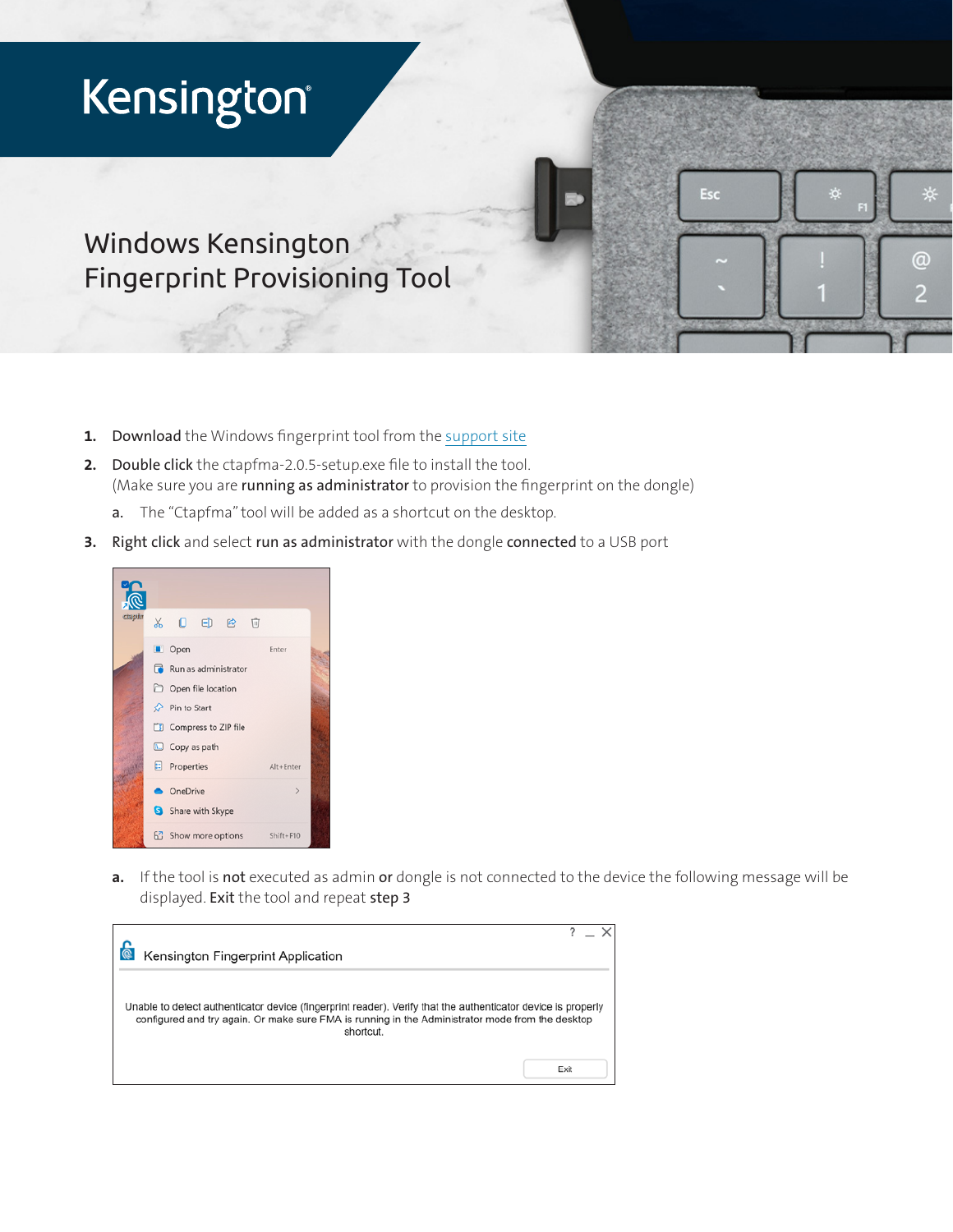Kensington

# Windows Kensington Fingerprint Provisioning Tool

1. **Download** the Windows fingerprint tool from the support site
2. **Double click** the ctapfma-2.0.5-setup.exe file to install the tool. (Make sure you are **running as administrator** to provision the fingerprint on the dongle)
   a. The "Ctapfma" tool will be added as a shortcut on the desktop.
3. **Right click** and select **run as administrator** with the dongle **connected** to a USB port

   a. If the tool is **not** executed as admin **or** dongle is not connected to the device the following message will be displayed. **Exit** the tool and repeat **step 3**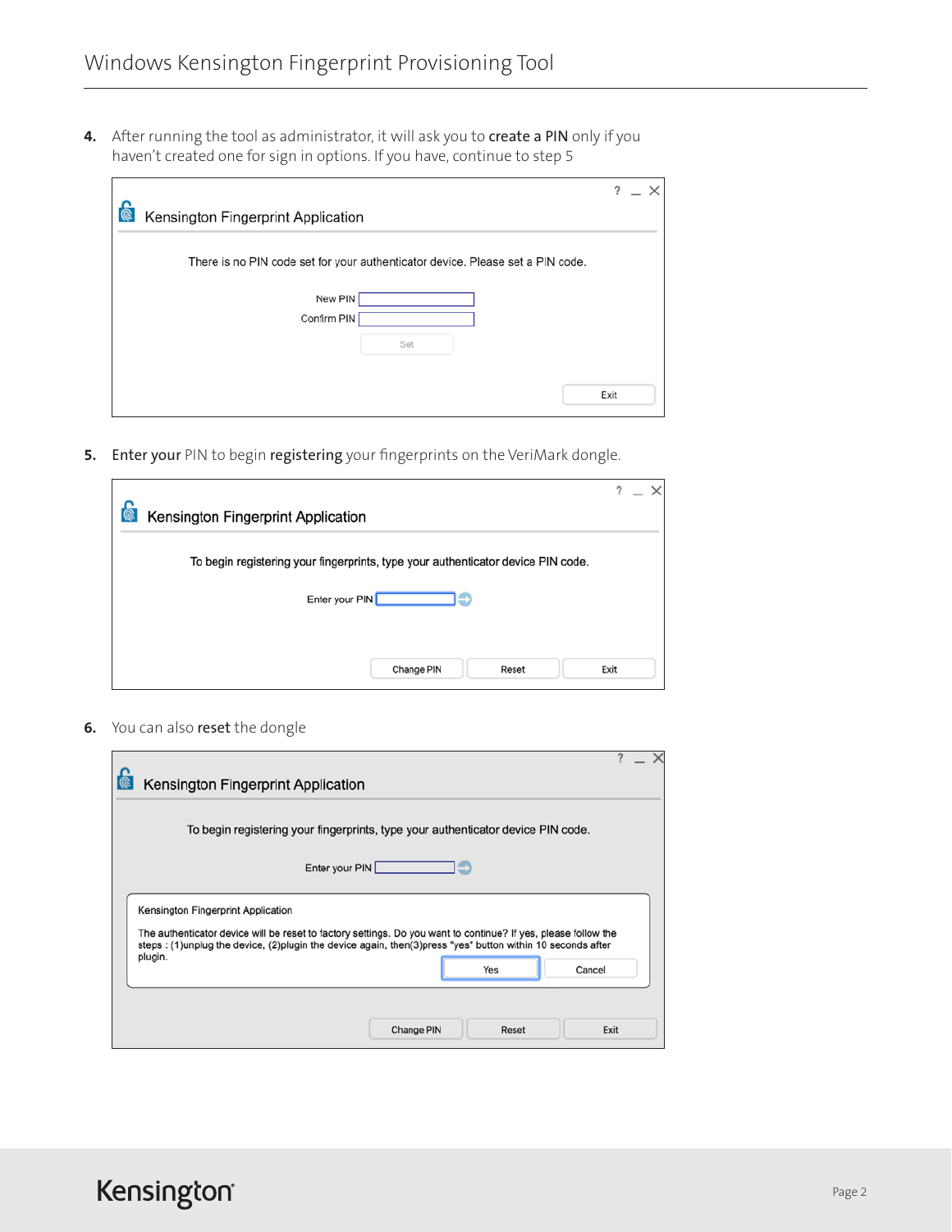4. After running the tool as administrator, it will ask you to **create a PIN** only if you haven't created one for sign in options. If you have, continue to step 5

Kensington Fingerprint Application

There is no PIN code set for your authenticator device. Please set a PIN code.

New PIN
Confirm PIN
Set
Exit

5. **Enter your** PIN to begin **registering** your fingerprints on the VeriMark dongle.

Kensington Fingerprint Application

To begin registering your fingerprints, type your authenticator device PIN code.

Enter your PIN
Change PIN Reset Exit

6. You can also **reset** the dongle

Kensington Fingerprint Application

To begin registering your fingerprints, type your authenticator device PIN code.

Enter your PIN

Kensington Fingerprint Application

The authenticator device will be reset to factory settings. Do you want to continue? If yes, please follow the steps : (1)unplug the device, (2)plugin the device again, then(3)press "yes" button within 10 seconds after plugin.

Yes Cancel

Change PIN Reset Exit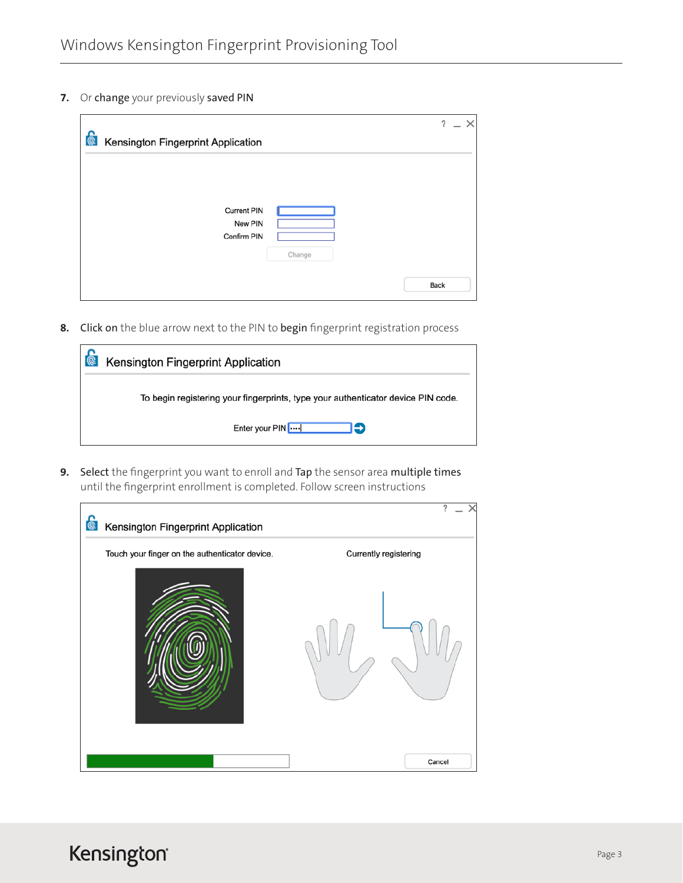7. Or **change** your previously **saved** PIN

Kensington Fingerprint Application

Current PIN

New PIN

Confirm PIN

Change

Back

8. **Click on** the blue arrow next to the PIN to **begin** fingerprint registration process

Kensington Fingerprint Application

To begin registering your fingerprints, type your authenticator device PIN code.

Enter your PIN

9. **Select** the fingerprint you want to enroll and **Tap** the sensor area **multiple times** until the fingerprint enrollment is completed. Follow screen instructions

Kensington Fingerprint Application

Touch your finger on the authenticator device.

Currently registering

Cancel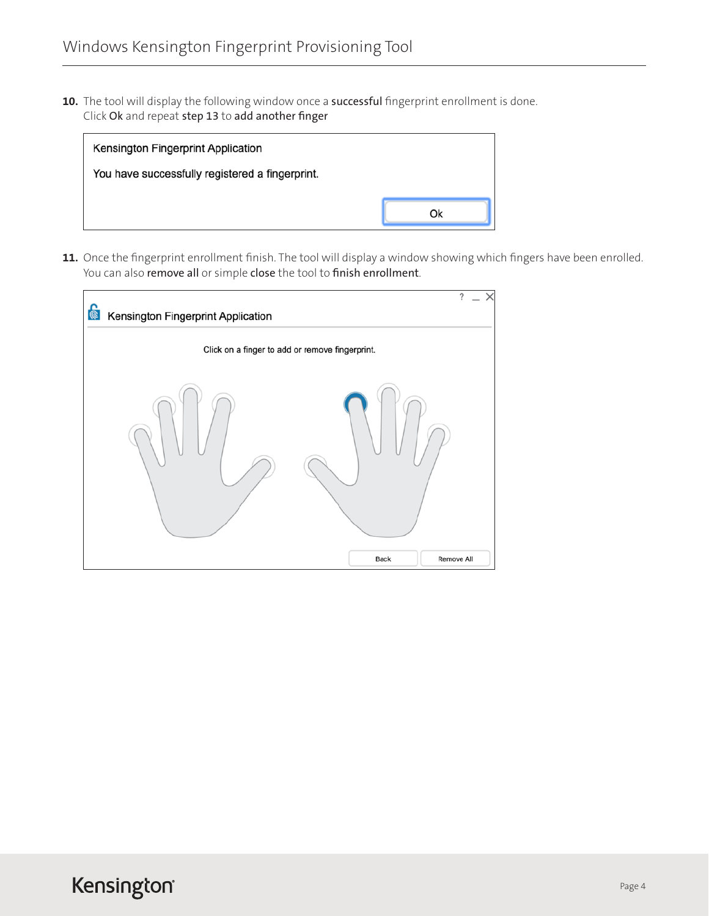10. The tool will display the following window once a **successful** fingerprint enrollment is done. Click **Ok** and repeat **step 13** to **add another finger**

Kensington Fingerprint Application

You have successfully registered a fingerprint.

Ok

11. Once the fingerprint enrollment finish. The tool will display a window showing which fingers have been enrolled. You can also **remove all** or simple **close** the tool to **finish enrollment**.

Kensington Fingerprint Application

Click on a finger to add or remove fingerprint.

Back

Remove All